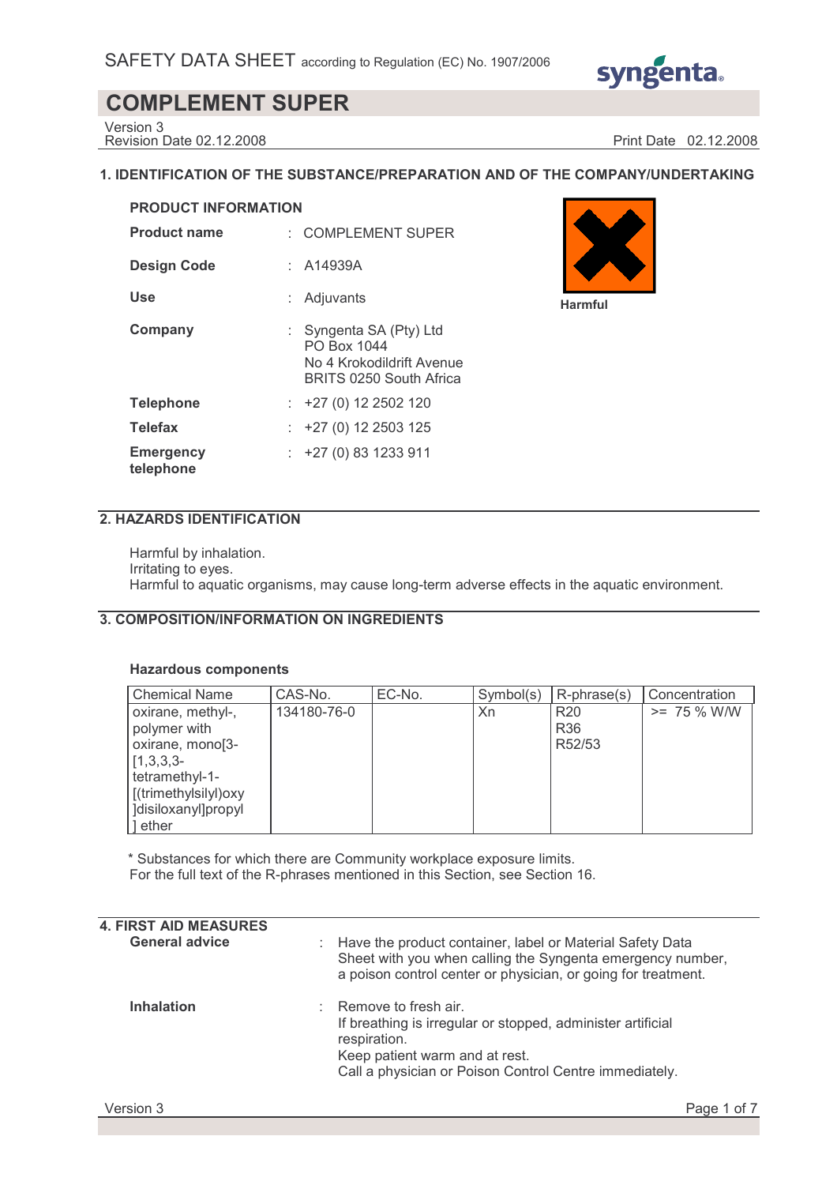SAFETY DATA SHEET according to Regulation (EC) No. 1907/2006

# COMPLEMENT SUPER

Version 3
Revision Date 02.12.2008 Print Date 02.12.2008

## 1. IDENTIFICATION OF THE SUBSTANCE/PREPARATION AND OF THE COMPANY/UNDERTAKING

**PRODUCT INFORMATION**

| | | |
|---|---|---|
| **Product name** | : | COMPLEMENT SUPER |
| **Design Code** | : | A14939A |
| **Use** | : | Adjuvants |
| **Company** | : | Syngenta SA (Pty) Ltd<br>PO Box 1044<br>No 4 Krokodildrift Avenue<br>BRITS 0250 South Africa |
| **Telephone** | : | +27 (0) 12 2502 120 |
| **Telefax** | : | +27 (0) 12 2503 125 |
| **Emergency telephone** | : | +27 (0) 83 1233 911 |

Harmful

## 2. HAZARDS IDENTIFICATION

Harmful by inhalation.
Irritating to eyes.
Harmful to aquatic organisms, may cause long-term adverse effects in the aquatic environment.

## 3. COMPOSITION/INFORMATION ON INGREDIENTS

**Hazardous components**

| Chemical Name | CAS-No. | EC-No. | Symbol(s) | R-phrase(s) | Concentration |
|---|---|---|---|---|---|
| oxirane, methyl-, polymer with oxirane, mono[3-[1,3,3,3-tetramethyl-1-[(trimethylsilyl)oxy]disiloxanyl]propyl] ether | 134180-76-0 | | Xn | R20<br>R36<br>R52/53 | >= 75 % W/W |

\* Substances for which there are Community workplace exposure limits.
For the full text of the R-phrases mentioned in this Section, see Section 16.

## 4. FIRST AID MEASURES

| | | |
|---|---|---|
| **General advice** | : | Have the product container, label or Material Safety Data Sheet with you when calling the Syngenta emergency number, a poison control center or physician, or going for treatment. |
| **Inhalation** | : | Remove to fresh air.<br>If breathing is irregular or stopped, administer artificial respiration.<br>Keep patient warm and at rest.<br>Call a physician or Poison Control Centre immediately. |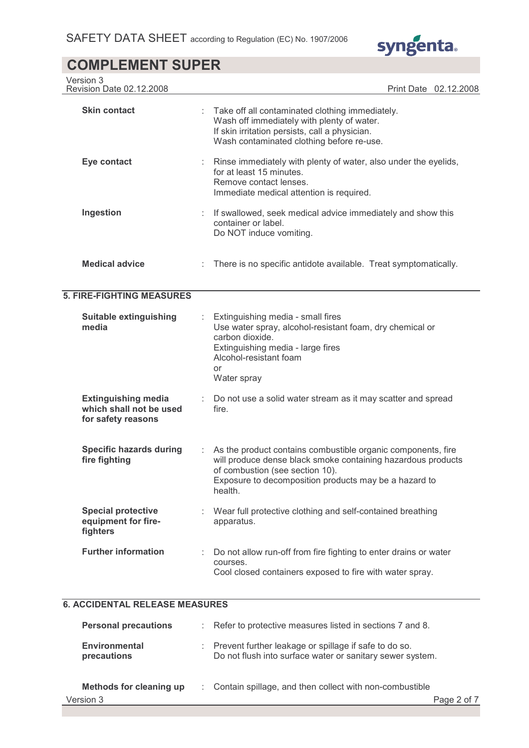| | | |
|---|---|---|
| **Skin contact** | : | Take off all contaminated clothing immediately.<br>Wash off immediately with plenty of water.<br>If skin irritation persists, call a physician.<br>Wash contaminated clothing before re-use. |
| **Eye contact** | : | Rinse immediately with plenty of water, also under the eyelids, for at least 15 minutes.<br>Remove contact lenses.<br>Immediate medical attention is required. |
| **Ingestion** | : | If swallowed, seek medical advice immediately and show this container or label.<br>Do NOT induce vomiting. |
| **Medical advice** | : | There is no specific antidote available. Treat symptomatically. |

## 5. FIRE-FIGHTING MEASURES

| | | |
|---|---|---|
| **Suitable extinguishing media** | : | Extinguishing media - small fires<br>Use water spray, alcohol-resistant foam, dry chemical or carbon dioxide.<br>Extinguishing media - large fires<br>Alcohol-resistant foam<br>or<br>Water spray |
| **Extinguishing media which shall not be used for safety reasons** | : | Do not use a solid water stream as it may scatter and spread fire. |
| **Specific hazards during fire fighting** | : | As the product contains combustible organic components, fire will produce dense black smoke containing hazardous products of combustion (see section 10).<br>Exposure to decomposition products may be a hazard to health. |
| **Special protective equipment for fire-fighters** | : | Wear full protective clothing and self-contained breathing apparatus. |
| **Further information** | : | Do not allow run-off from fire fighting to enter drains or water courses.<br>Cool closed containers exposed to fire with water spray. |

## 6. ACCIDENTAL RELEASE MEASURES

| | | |
|---|---|---|
| **Personal precautions** | : | Refer to protective measures listed in sections 7 and 8. |
| **Environmental precautions** | : | Prevent further leakage or spillage if safe to do so.<br>Do not flush into surface water or sanitary sewer system. |
| **Methods for cleaning up** | : | Contain spillage, and then collect with non-combustible |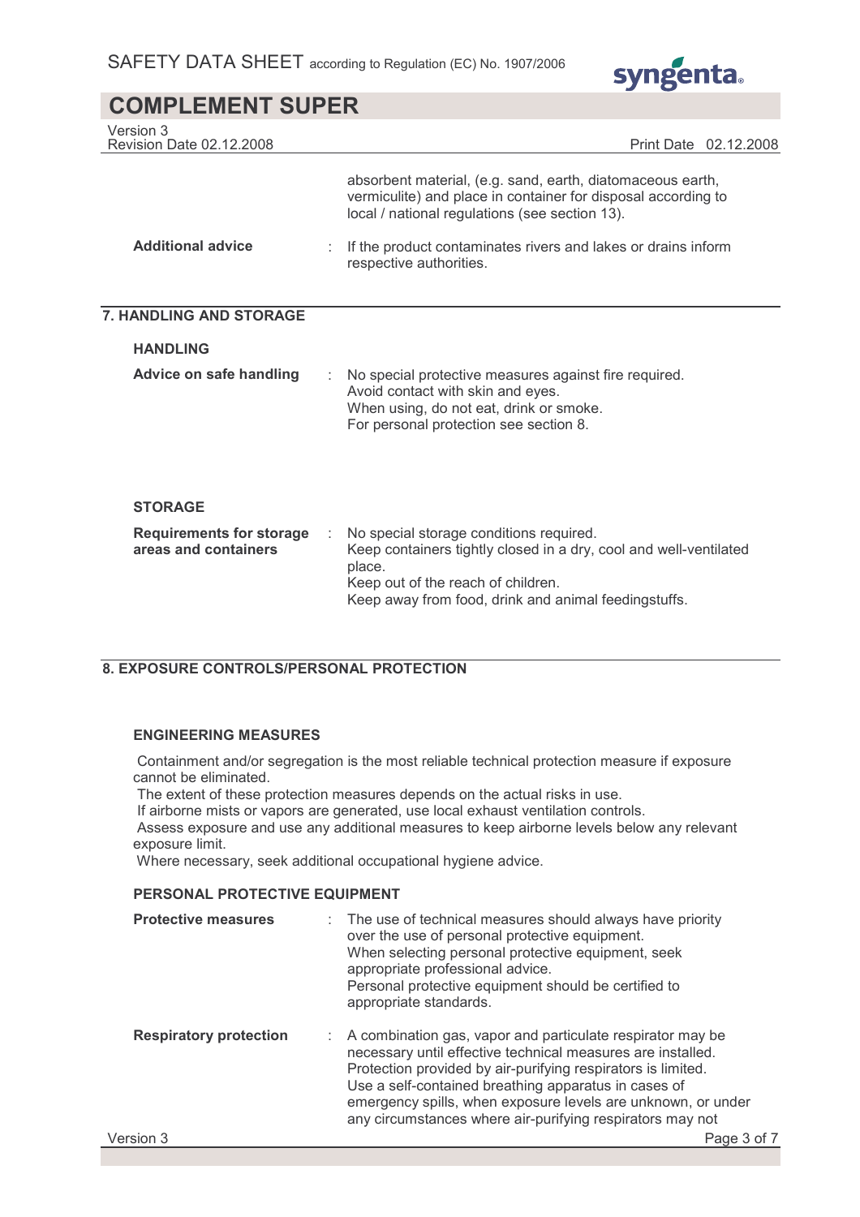absorbent material, (e.g. sand, earth, diatomaceous earth, vermiculite) and place in container for disposal according to local / national regulations (see section 13).

**Additional advice** : If the product contaminates rivers and lakes or drains inform respective authorities.

## 7. HANDLING AND STORAGE

### HANDLING

**Advice on safe handling** : No special protective measures against fire required.
Avoid contact with skin and eyes.
When using, do not eat, drink or smoke.
For personal protection see section 8.

### STORAGE

**Requirements for storage areas and containers** : No special storage conditions required.
Keep containers tightly closed in a dry, cool and well-ventilated place.
Keep out of the reach of children.
Keep away from food, drink and animal feedingstuffs.

## 8. EXPOSURE CONTROLS/PERSONAL PROTECTION

### ENGINEERING MEASURES

Containment and/or segregation is the most reliable technical protection measure if exposure cannot be eliminated.
The extent of these protection measures depends on the actual risks in use.
If airborne mists or vapors are generated, use local exhaust ventilation controls.
Assess exposure and use any additional measures to keep airborne levels below any relevant exposure limit.
Where necessary, seek additional occupational hygiene advice.

### PERSONAL PROTECTIVE EQUIPMENT

**Protective measures** : The use of technical measures should always have priority over the use of personal protective equipment.
When selecting personal protective equipment, seek appropriate professional advice.
Personal protective equipment should be certified to appropriate standards.

**Respiratory protection** : A combination gas, vapor and particulate respirator may be necessary until effective technical measures are installed.
Protection provided by air-purifying respirators is limited.
Use a self-contained breathing apparatus in cases of emergency spills, when exposure levels are unknown, or under any circumstances where air-purifying respirators may not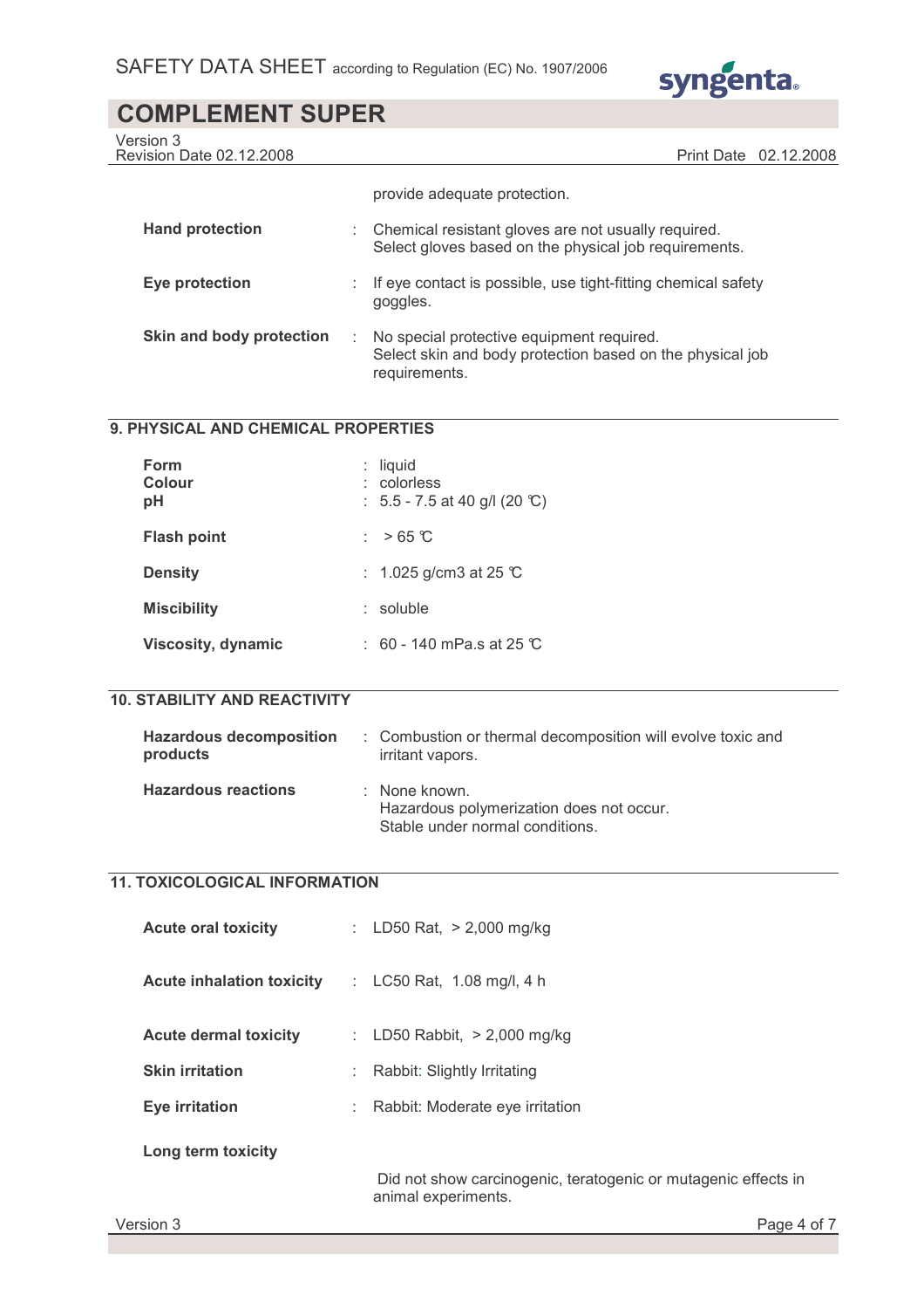provide adequate protection.

| | |
|---|---|
| **Hand protection** | Chemical resistant gloves are not usually required. Select gloves based on the physical job requirements. |
| **Eye protection** | If eye contact is possible, use tight-fitting chemical safety goggles. |
| **Skin and body protection** | No special protective equipment required. Select skin and body protection based on the physical job requirements. |

## 9. PHYSICAL AND CHEMICAL PROPERTIES

| | |
|---|---|
| **Form** | liquid |
| **Colour** | colorless |
| **pH** | 5.5 - 7.5 at 40 g/l (20 ℃) |
| **Flash point** | > 65 ℃ |
| **Density** | 1.025 g/cm3 at 25 ℃ |
| **Miscibility** | soluble |
| **Viscosity, dynamic** | 60 - 140 mPa.s at 25 ℃ |

## 10. STABILITY AND REACTIVITY

| | |
|---|---|
| **Hazardous decomposition products** | Combustion or thermal decomposition will evolve toxic and irritant vapors. |
| **Hazardous reactions** | None known.<br>Hazardous polymerization does not occur.<br>Stable under normal conditions. |

## 11. TOXICOLOGICAL INFORMATION

| | |
|---|---|
| **Acute oral toxicity** | LD50 Rat, > 2,000 mg/kg |
| **Acute inhalation toxicity** | LC50 Rat, 1.08 mg/l, 4 h |
| **Acute dermal toxicity** | LD50 Rabbit, > 2,000 mg/kg |
| **Skin irritation** | Rabbit: Slightly Irritating |
| **Eye irritation** | Rabbit: Moderate eye irritation |

**Long term toxicity**

Did not show carcinogenic, teratogenic or mutagenic effects in animal experiments.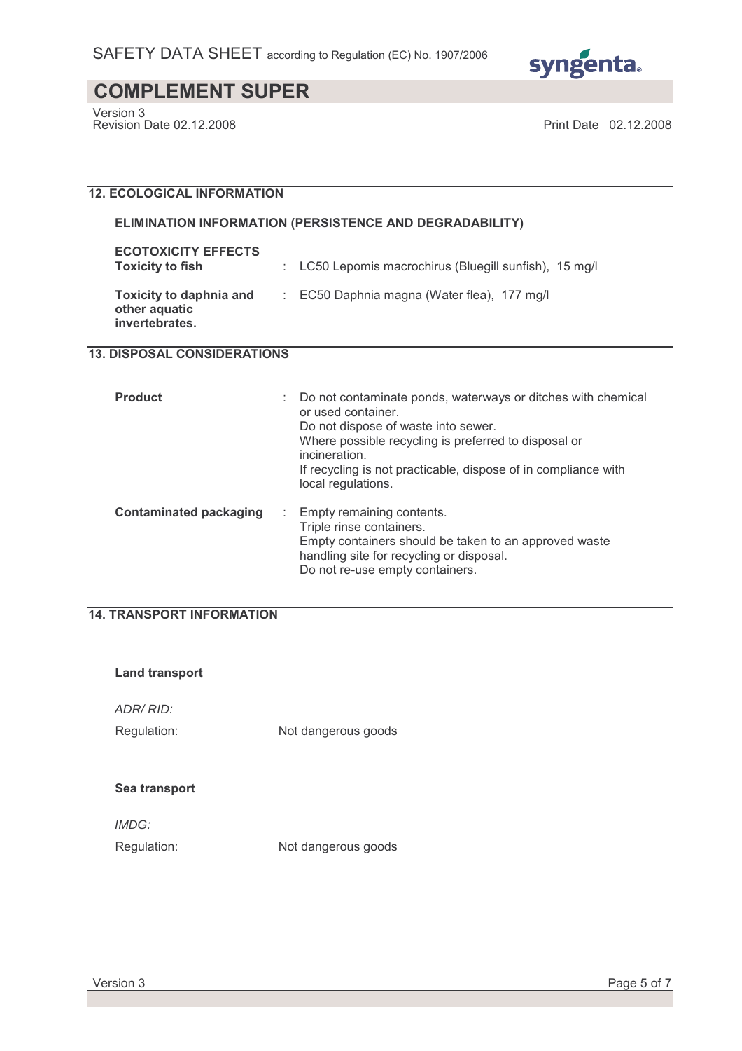## 12. ECOLOGICAL INFORMATION

### ELIMINATION INFORMATION (PERSISTENCE AND DEGRADABILITY)

**ECOTOXICITY EFFECTS**

| | | |
|---|---|---|
| **Toxicity to fish** | : | LC50 Lepomis macrochirus (Bluegill sunfish), 15 mg/l |
| **Toxicity to daphnia and other aquatic invertebrates.** | : | EC50 Daphnia magna (Water flea), 177 mg/l |

## 13. DISPOSAL CONSIDERATIONS

| | | |
|---|---|---|
| **Product** | : | Do not contaminate ponds, waterways or ditches with chemical or used container.<br>Do not dispose of waste into sewer.<br>Where possible recycling is preferred to disposal or incineration.<br>If recycling is not practicable, dispose of in compliance with local regulations. |
| **Contaminated packaging** | : | Empty remaining contents.<br>Triple rinse containers.<br>Empty containers should be taken to an approved waste handling site for recycling or disposal.<br>Do not re-use empty containers. |

## 14. TRANSPORT INFORMATION

**Land transport**

*ADR/ RID:*

Regulation: Not dangerous goods

**Sea transport**

*IMDG:*

Regulation: Not dangerous goods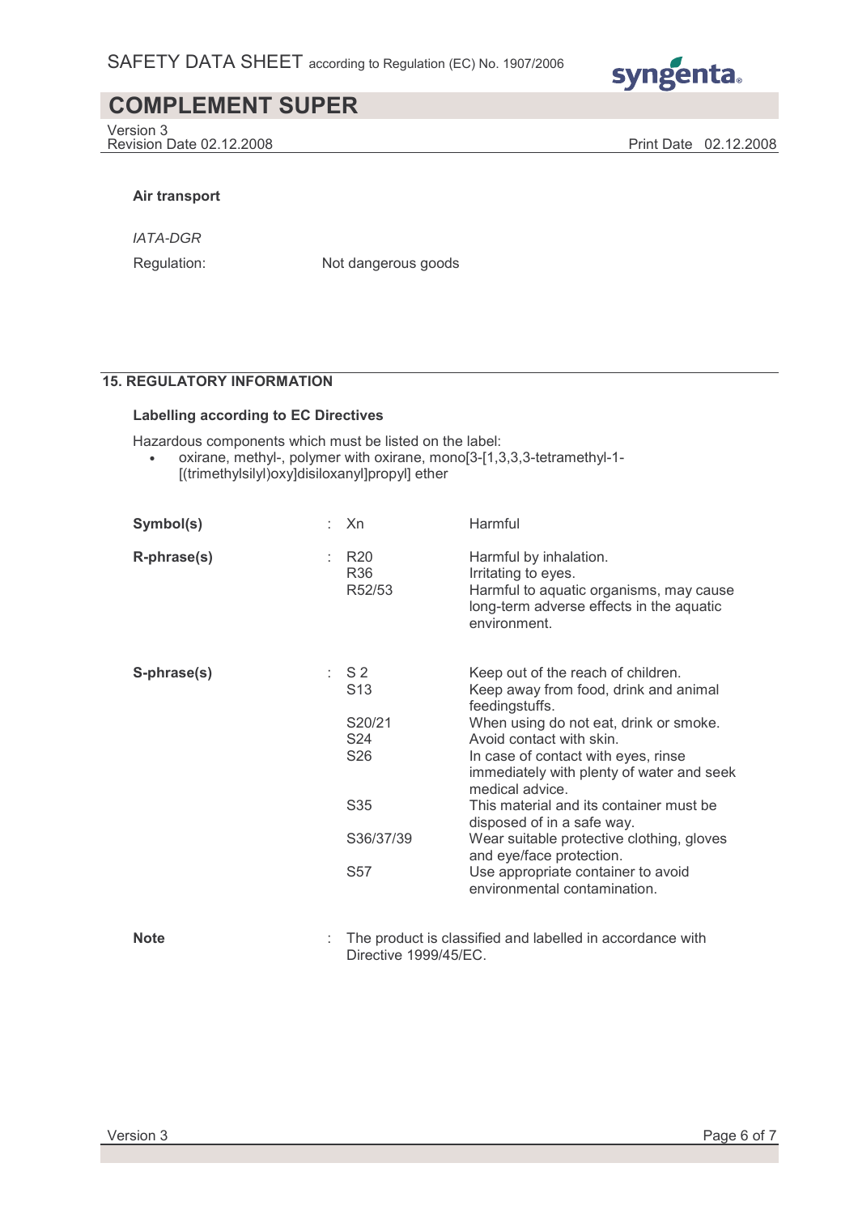**Air transport**

*IATA-DGR*

Regulation: Not dangerous goods

## 15. REGULATORY INFORMATION

**Labelling according to EC Directives**

Hazardous components which must be listed on the label:

- oxirane, methyl-, polymer with oxirane, mono[3-[1,3,3,3-tetramethyl-1-[(trimethylsilyl)oxy]disiloxanyl]propyl] ether

| | | |
|---|---|---|
| **Symbol(s)** | Xn | Harmful |
| **R-phrase(s)** | R20 | Harmful by inhalation. |
| | R36 | Irritating to eyes. |
| | R52/53 | Harmful to aquatic organisms, may cause long-term adverse effects in the aquatic environment. |
| **S-phrase(s)** | S 2 | Keep out of the reach of children. |
| | S13 | Keep away from food, drink and animal feedingstuffs. |
| | S20/21 | When using do not eat, drink or smoke. |
| | S24 | Avoid contact with skin. |
| | S26 | In case of contact with eyes, rinse immediately with plenty of water and seek medical advice. |
| | S35 | This material and its container must be disposed of in a safe way. |
| | S36/37/39 | Wear suitable protective clothing, gloves and eye/face protection. |
| | S57 | Use appropriate container to avoid environmental contamination. |

**Note** : The product is classified and labelled in accordance with Directive 1999/45/EC.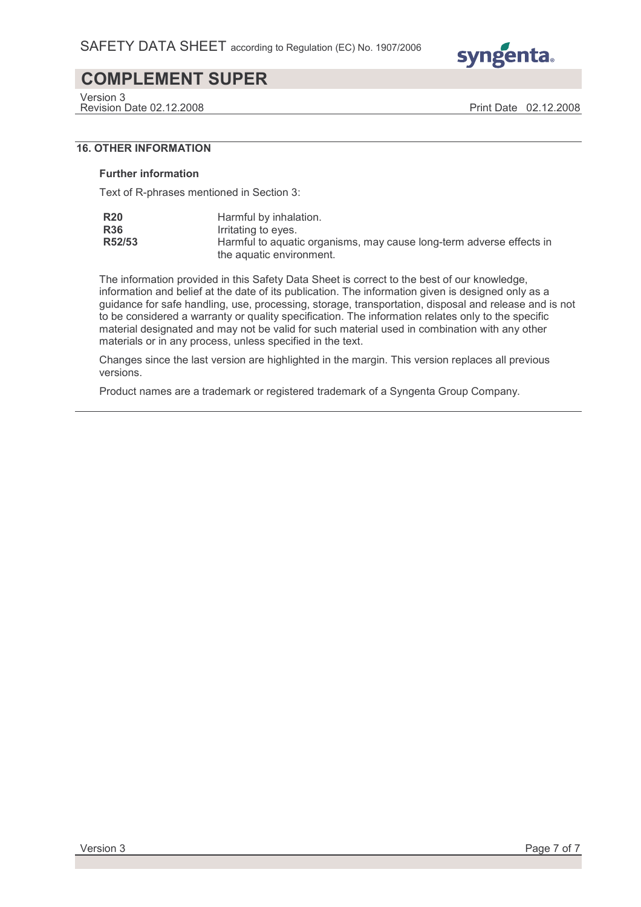## 16. OTHER INFORMATION

### Further information

Text of R-phrases mentioned in Section 3:

| | |
|---|---|
| **R20** | Harmful by inhalation. |
| **R36** | Irritating to eyes. |
| **R52/53** | Harmful to aquatic organisms, may cause long-term adverse effects in the aquatic environment. |

The information provided in this Safety Data Sheet is correct to the best of our knowledge, information and belief at the date of its publication. The information given is designed only as a guidance for safe handling, use, processing, storage, transportation, disposal and release and is not to be considered a warranty or quality specification. The information relates only to the specific material designated and may not be valid for such material used in combination with any other materials or in any process, unless specified in the text.

Changes since the last version are highlighted in the margin. This version replaces all previous versions.

Product names are a trademark or registered trademark of a Syngenta Group Company.